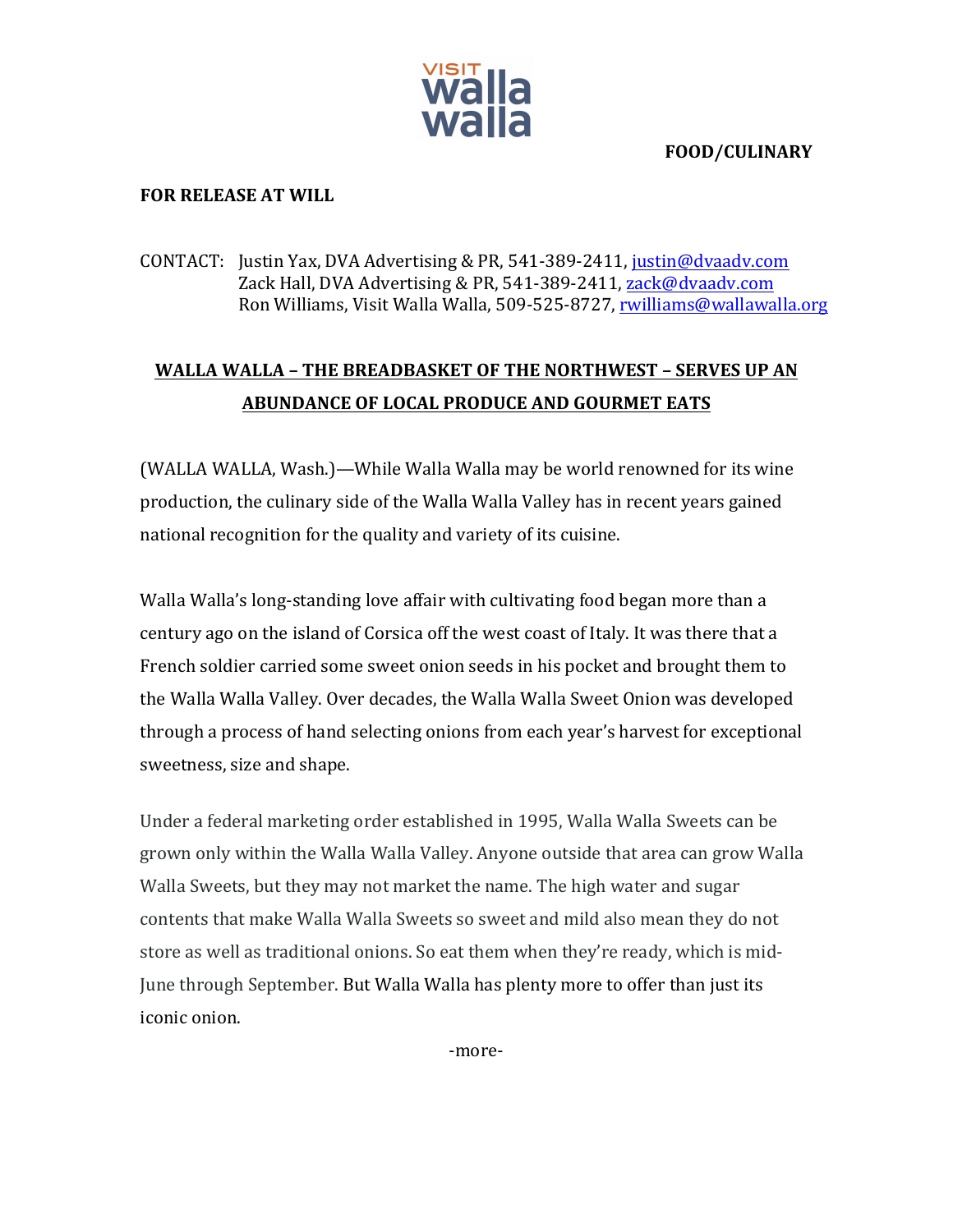VISIT walla walla

**FOOD/CULINARY**

**FOR RELEASE AT WILL**

CONTACT: Justin Yax, DVA Advertising & PR, 541-389-2411, justin@dvaadv.com
Zack Hall, DVA Advertising & PR, 541-389-2411, zack@dvaadv.com
Ron Williams, Visit Walla Walla, 509-525-8727, rwilliams@wallawalla.org

# WALLA WALLA – THE BREADBASKET OF THE NORTHWEST – SERVES UP AN ABUNDANCE OF LOCAL PRODUCE AND GOURMET EATS

(WALLA WALLA, Wash.)—While Walla Walla may be world renowned for its wine production, the culinary side of the Walla Walla Valley has in recent years gained national recognition for the quality and variety of its cuisine.

Walla Walla's long-standing love affair with cultivating food began more than a century ago on the island of Corsica off the west coast of Italy. It was there that a French soldier carried some sweet onion seeds in his pocket and brought them to the Walla Walla Valley. Over decades, the Walla Walla Sweet Onion was developed through a process of hand selecting onions from each year's harvest for exceptional sweetness, size and shape.

Under a federal marketing order established in 1995, Walla Walla Sweets can be grown only within the Walla Walla Valley. Anyone outside that area can grow Walla Walla Sweets, but they may not market the name. The high water and sugar contents that make Walla Walla Sweets so sweet and mild also mean they do not store as well as traditional onions. So eat them when they're ready, which is mid-June through September. But Walla Walla has plenty more to offer than just its iconic onion.

-more-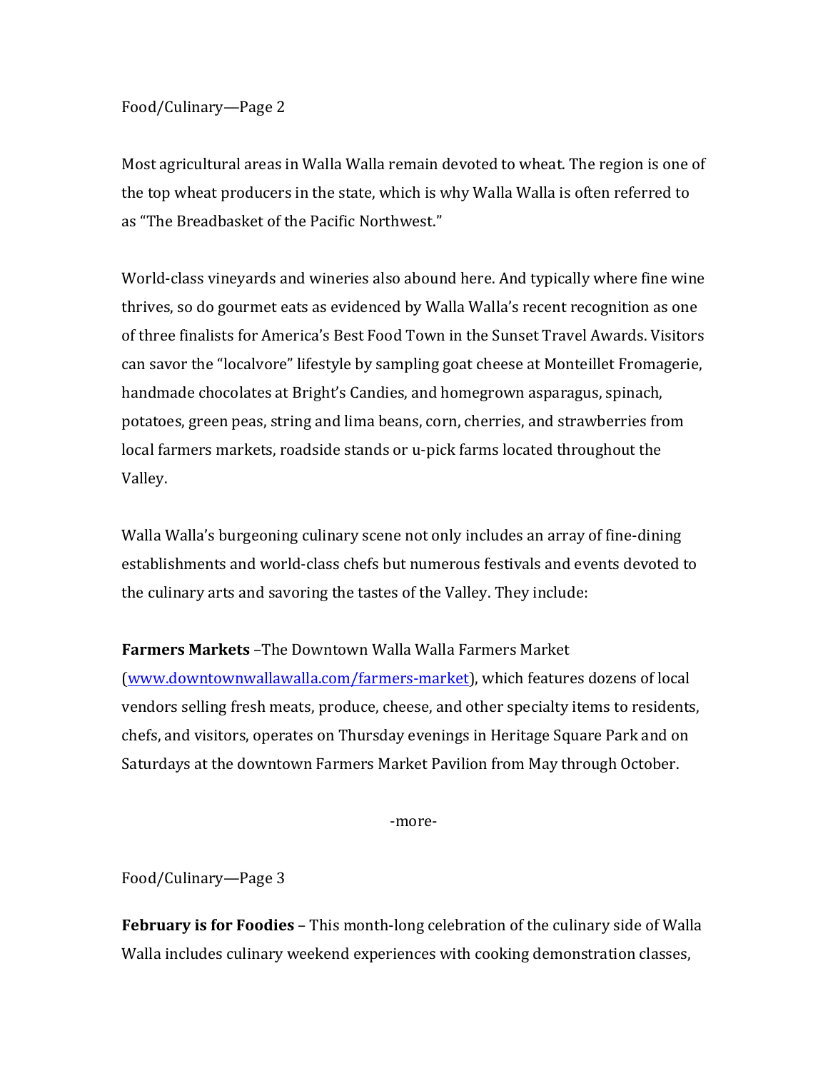Most agricultural areas in Walla Walla remain devoted to wheat. The region is one of the top wheat producers in the state, which is why Walla Walla is often referred to as "The Breadbasket of the Pacific Northwest."

World-class vineyards and wineries also abound here. And typically where fine wine thrives, so do gourmet eats as evidenced by Walla Walla's recent recognition as one of three finalists for America's Best Food Town in the Sunset Travel Awards. Visitors can savor the "localvore" lifestyle by sampling goat cheese at Monteillet Fromagerie, handmade chocolates at Bright's Candies, and homegrown asparagus, spinach, potatoes, green peas, string and lima beans, corn, cherries, and strawberries from local farmers markets, roadside stands or u-pick farms located throughout the Valley.

Walla Walla's burgeoning culinary scene not only includes an array of fine-dining establishments and world-class chefs but numerous festivals and events devoted to the culinary arts and savoring the tastes of the Valley. They include:

**Farmers Markets** –The Downtown Walla Walla Farmers Market ([www.downtownwallawalla.com/farmers-market](www.downtownwallawalla.com/farmers-market)), which features dozens of local vendors selling fresh meats, produce, cheese, and other specialty items to residents, chefs, and visitors, operates on Thursday evenings in Heritage Square Park and on Saturdays at the downtown Farmers Market Pavilion from May through October.

-more-

**February is for Foodies** – This month-long celebration of the culinary side of Walla Walla includes culinary weekend experiences with cooking demonstration classes,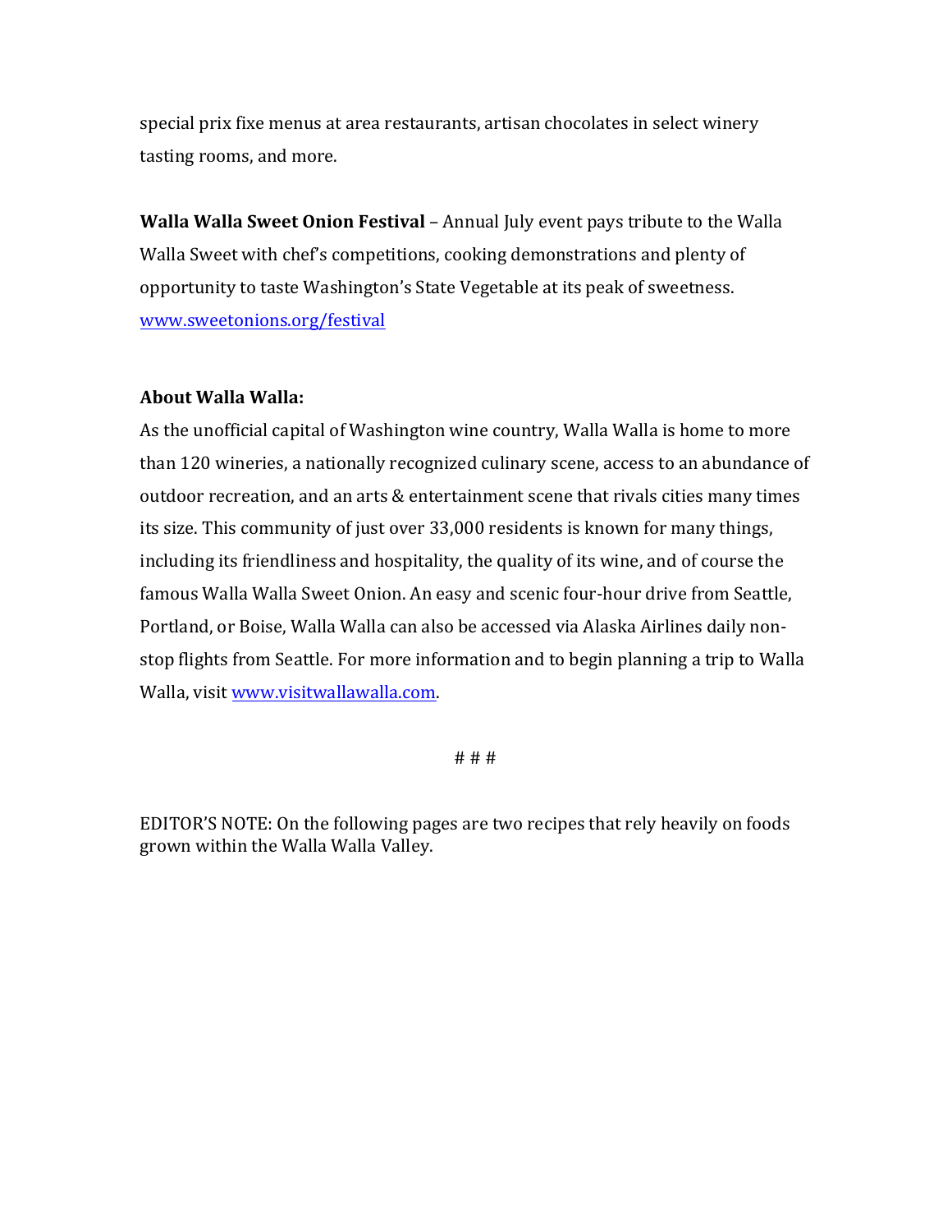special prix fixe menus at area restaurants, artisan chocolates in select winery tasting rooms, and more.

**Walla Walla Sweet Onion Festival** – Annual July event pays tribute to the Walla Walla Sweet with chef's competitions, cooking demonstrations and plenty of opportunity to taste Washington's State Vegetable at its peak of sweetness. [www.sweetonions.org/festival](www.sweetonions.org/festival)

**About Walla Walla:**

As the unofficial capital of Washington wine country, Walla Walla is home to more than 120 wineries, a nationally recognized culinary scene, access to an abundance of outdoor recreation, and an arts & entertainment scene that rivals cities many times its size. This community of just over 33,000 residents is known for many things, including its friendliness and hospitality, the quality of its wine, and of course the famous Walla Walla Sweet Onion. An easy and scenic four-hour drive from Seattle, Portland, or Boise, Walla Walla can also be accessed via Alaska Airlines daily non-stop flights from Seattle. For more information and to begin planning a trip to Walla Walla, visit [www.visitwallawalla.com](www.visitwallawalla.com).

# # #

EDITOR'S NOTE: On the following pages are two recipes that rely heavily on foods grown within the Walla Walla Valley.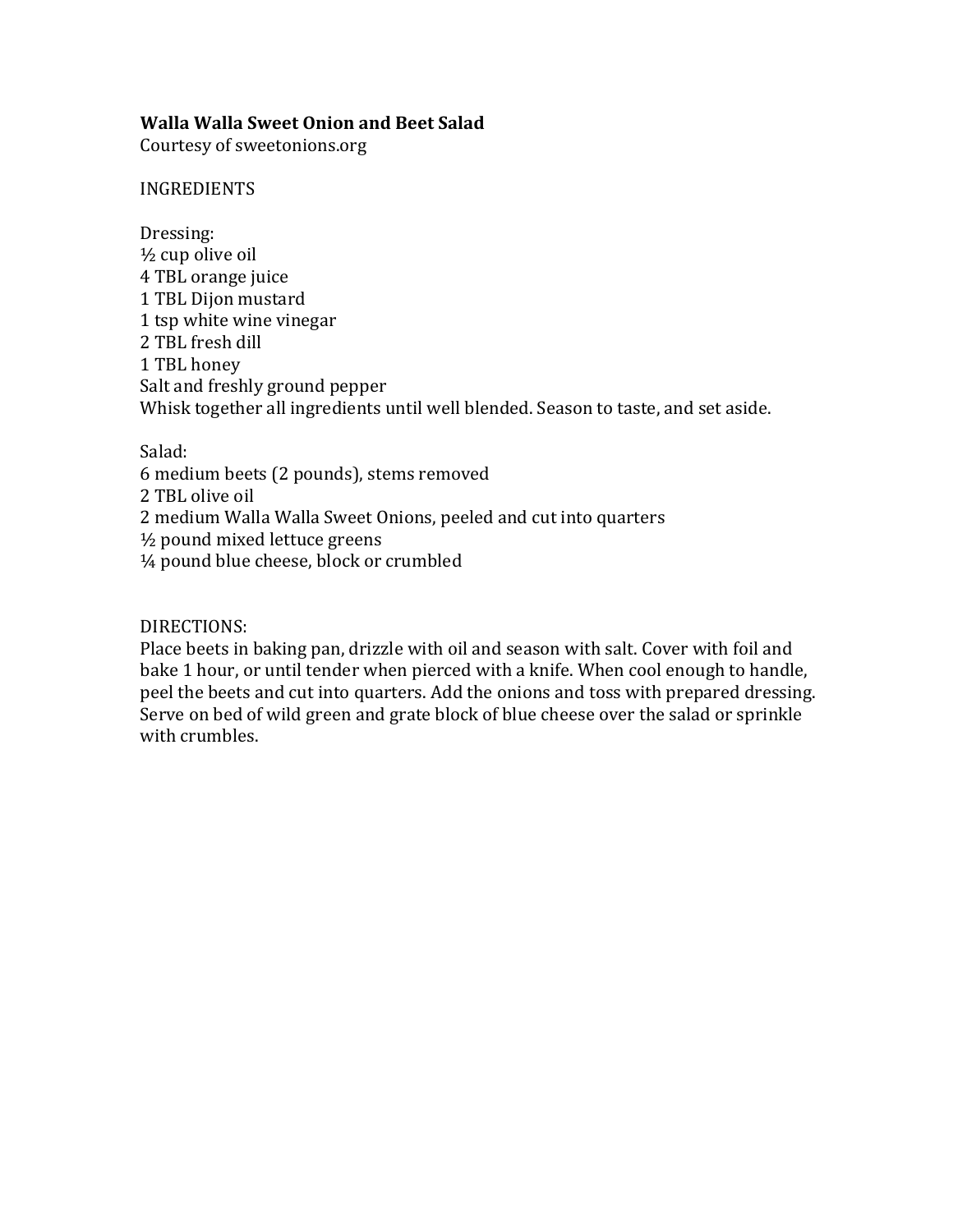**Walla Walla Sweet Onion and Beet Salad**
Courtesy of sweetonions.org

INGREDIENTS

Dressing:
½ cup olive oil
4 TBL orange juice
1 TBL Dijon mustard
1 tsp white wine vinegar
2 TBL fresh dill
1 TBL honey
Salt and freshly ground pepper
Whisk together all ingredients until well blended. Season to taste, and set aside.

Salad:
6 medium beets (2 pounds), stems removed
2 TBL olive oil
2 medium Walla Walla Sweet Onions, peeled and cut into quarters
½ pound mixed lettuce greens
¼ pound blue cheese, block or crumbled

DIRECTIONS:
Place beets in baking pan, drizzle with oil and season with salt. Cover with foil and bake 1 hour, or until tender when pierced with a knife. When cool enough to handle, peel the beets and cut into quarters. Add the onions and toss with prepared dressing. Serve on bed of wild green and grate block of blue cheese over the salad or sprinkle with crumbles.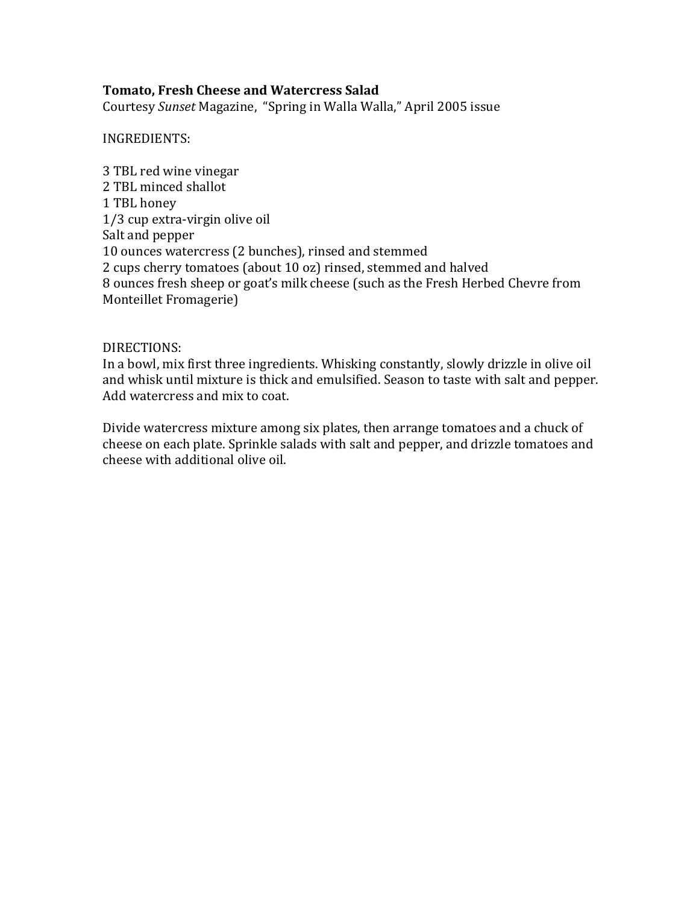**Tomato, Fresh Cheese and Watercress Salad**
Courtesy *Sunset* Magazine, "Spring in Walla Walla," April 2005 issue

INGREDIENTS:

3 TBL red wine vinegar
2 TBL minced shallot
1 TBL honey
1/3 cup extra-virgin olive oil
Salt and pepper
10 ounces watercress (2 bunches), rinsed and stemmed
2 cups cherry tomatoes (about 10 oz) rinsed, stemmed and halved
8 ounces fresh sheep or goat's milk cheese (such as the Fresh Herbed Chevre from Monteillet Fromagerie)

DIRECTIONS:
In a bowl, mix first three ingredients. Whisking constantly, slowly drizzle in olive oil and whisk until mixture is thick and emulsified. Season to taste with salt and pepper. Add watercress and mix to coat.

Divide watercress mixture among six plates, then arrange tomatoes and a chuck of cheese on each plate. Sprinkle salads with salt and pepper, and drizzle tomatoes and cheese with additional olive oil.